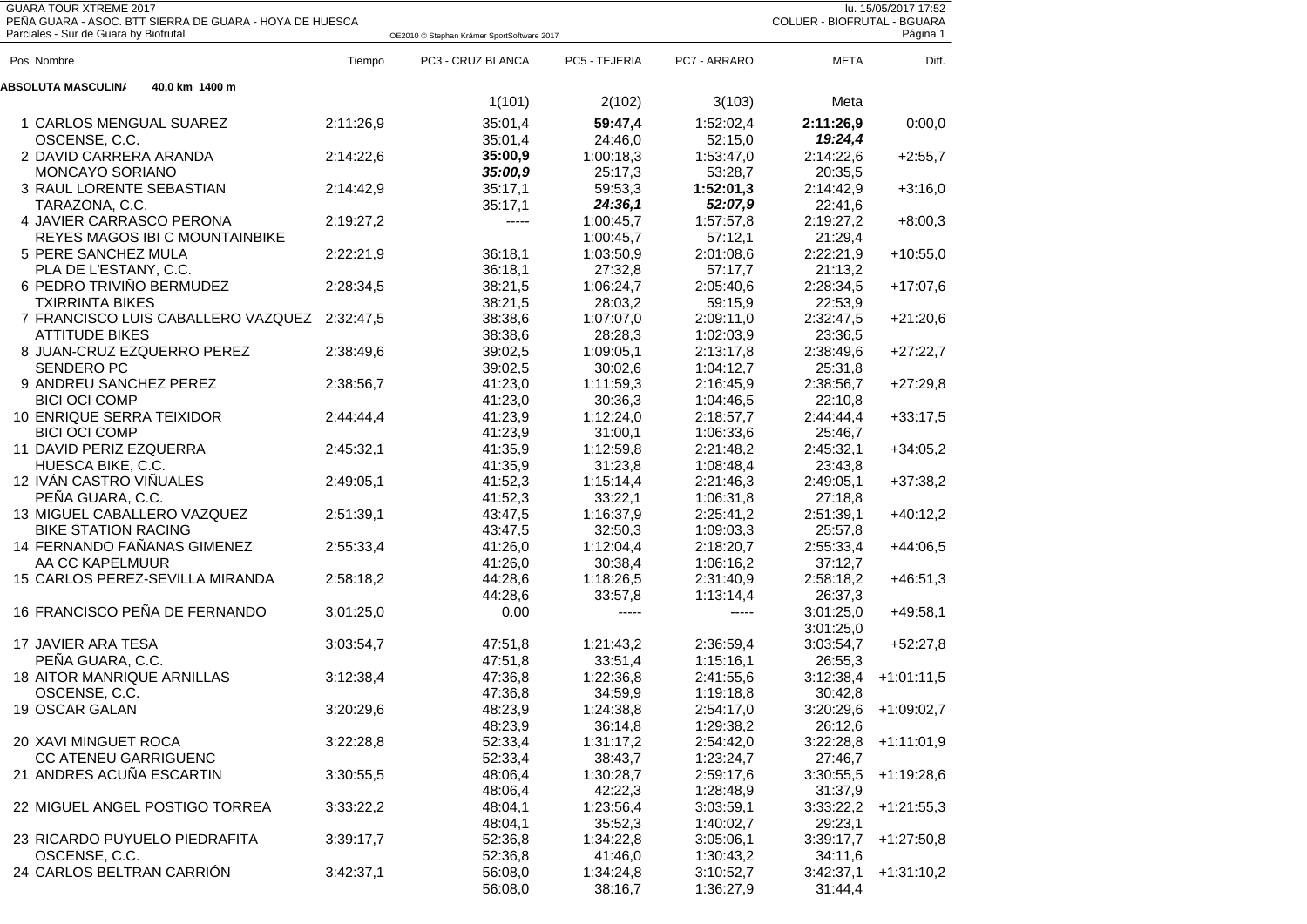GUARA TOUR XTREME 2017
PEÑA GUARA - ASOC. BTT SIERRA DE GUARA - HOYA DE HUESCA
Parciales - Sur de Guara by Biofrutal

lu. 15/05/2017 17:52
COLUER - BIOFRUTAL - BGUARA

**ABSOLUTA MASCULINA 40,0 km 1400 m**

| Pos | Nombre | Tiempo | PC3 - CRUZ BLANCA | PC5 - TEJERIA | PC7 - ARRARO | META | Diff. |
|---|---|---|---|---|---|---|---|
| | | | 1(101) | 2(102) | 3(103) | Meta | |
| 1 | CARLOS MENGUAL SUAREZ | 2:11:26,9 | 35:01,4 | **59:47,4** | 1:52:02,4 | **2:11:26,9** | 0:00,0 |
| | OSCENSE, C.C. | | 35:01,4 | 24:46,0 | 52:15,0 | ***19:24,4*** | |
| 2 | DAVID CARRERA ARANDA | 2:14:22,6 | **35:00,9** | 1:00:18,3 | 1:53:47,0 | 2:14:22,6 | +2:55,7 |
| | MONCAYO SORIANO | | ***35:00,9*** | 25:17,3 | 53:28,7 | 20:35,5 | |
| 3 | RAUL LORENTE SEBASTIAN | 2:14:42,9 | 35:17,1 | 59:53,3 | **1:52:01,3** | 2:14:42,9 | +3:16,0 |
| | TARAZONA, C.C. | | 35:17,1 | ***24:36,1*** | ***52:07,9*** | 22:41,6 | |
| 4 | JAVIER CARRASCO PERONA | 2:19:27,2 | ----- | 1:00:45,7 | 1:57:57,8 | 2:19:27,2 | +8:00,3 |
| | REYES MAGOS IBI C MOUNTAINBIKE | | | 1:00:45,7 | 57:12,1 | 21:29,4 | |
| 5 | PERE SANCHEZ MULA | 2:22:21,9 | 36:18,1 | 1:03:50,9 | 2:01:08,6 | 2:22:21,9 | +10:55,0 |
| | PLA DE L'ESTANY, C.C. | | 36:18,1 | 27:32,8 | 57:17,7 | 21:13,2 | |
| 6 | PEDRO TRIVIÑO BERMUDEZ | 2:28:34,5 | 38:21,5 | 1:06:24,7 | 2:05:40,6 | 2:28:34,5 | +17:07,6 |
| | TXIRRINTA BIKES | | 38:21,5 | 28:03,2 | 59:15,9 | 22:53,9 | |
| 7 | FRANCISCO LUIS CABALLERO VAZQUEZ | 2:32:47,5 | 38:38,6 | 1:07:07,0 | 2:09:11,0 | 2:32:47,5 | +21:20,6 |
| | ATTITUDE BIKES | | 38:38,6 | 28:28,3 | 1:02:03,9 | 23:36,5 | |
| 8 | JUAN-CRUZ EZQUERRO PEREZ | 2:38:49,6 | 39:02,5 | 1:09:05,1 | 2:13:17,8 | 2:38:49,6 | +27:22,7 |
| | SENDERO PC | | 39:02,5 | 30:02,6 | 1:04:12,7 | 25:31,8 | |
| 9 | ANDREU SANCHEZ PEREZ | 2:38:56,7 | 41:23,0 | 1:11:59,3 | 2:16:45,9 | 2:38:56,7 | +27:29,8 |
| | BICI OCI COMP | | 41:23,0 | 30:36,3 | 1:04:46,5 | 22:10,8 | |
| 10 | ENRIQUE SERRA TEIXIDOR | 2:44:44,4 | 41:23,9 | 1:12:24,0 | 2:18:57,7 | 2:44:44,4 | +33:17,5 |
| | BICI OCI COMP | | 41:23,9 | 31:00,1 | 1:06:33,6 | 25:46,7 | |
| 11 | DAVID PERIZ EZQUERRA | 2:45:32,1 | 41:35,9 | 1:12:59,8 | 2:21:48,2 | 2:45:32,1 | +34:05,2 |
| | HUESCA BIKE, C.C. | | 41:35,9 | 31:23,8 | 1:08:48,4 | 23:43,8 | |
| 12 | IVÁN CASTRO VIÑUALES | 2:49:05,1 | 41:52,3 | 1:15:14,4 | 2:21:46,3 | 2:49:05,1 | +37:38,2 |
| | PEÑA GUARA, C.C. | | 41:52,3 | 33:22,1 | 1:06:31,8 | 27:18,8 | |
| 13 | MIGUEL CABALLERO VAZQUEZ | 2:51:39,1 | 43:47,5 | 1:16:37,9 | 2:25:41,2 | 2:51:39,1 | +40:12,2 |
| | BIKE STATION RACING | | 43:47,5 | 32:50,3 | 1:09:03,3 | 25:57,8 | |
| 14 | FERNANDO FAÑANAS GIMENEZ | 2:55:33,4 | 41:26,0 | 1:12:04,4 | 2:18:20,7 | 2:55:33,4 | +44:06,5 |
| | AA CC KAPELMUUR | | 41:26,0 | 30:38,4 | 1:06:16,2 | 37:12,7 | |
| 15 | CARLOS PEREZ-SEVILLA MIRANDA | 2:58:18,2 | 44:28,6 | 1:18:26,5 | 2:31:40,9 | 2:58:18,2 | +46:51,3 |
| | | | 44:28,6 | 33:57,8 | 1:13:14,4 | 26:37,3 | |
| 16 | FRANCISCO PEÑA DE FERNANDO | 3:01:25,0 | 0.00 | ----- | ----- | 3:01:25,0 | +49:58,1 |
| | | | | | | 3:01:25,0 | |
| 17 | JAVIER ARA TESA | 3:03:54,7 | 47:51,8 | 1:21:43,2 | 2:36:59,4 | 3:03:54,7 | +52:27,8 |
| | PEÑA GUARA, C.C. | | 47:51,8 | 33:51,4 | 1:15:16,1 | 26:55,3 | |
| 18 | AITOR MANRIQUE ARNILLAS | 3:12:38,4 | 47:36,8 | 1:22:36,8 | 2:41:55,6 | 3:12:38,4 | +1:01:11,5 |
| | OSCENSE, C.C. | | 47:36,8 | 34:59,9 | 1:19:18,8 | 30:42,8 | |
| 19 | OSCAR GALAN | 3:20:29,6 | 48:23,9 | 1:24:38,8 | 2:54:17,0 | 3:20:29,6 | +1:09:02,7 |
| | | | 48:23,9 | 36:14,8 | 1:29:38,2 | 26:12,6 | |
| 20 | XAVI MINGUET ROCA | 3:22:28,8 | 52:33,4 | 1:31:17,2 | 2:54:42,0 | 3:22:28,8 | +1:11:01,9 |
| | CC ATENEU GARRIGUENC | | 52:33,4 | 38:43,7 | 1:23:24,7 | 27:46,7 | |
| 21 | ANDRES ACUÑA ESCARTIN | 3:30:55,5 | 48:06,4 | 1:30:28,7 | 2:59:17,6 | 3:30:55,5 | +1:19:28,6 |
| | | | 48:06,4 | 42:22,3 | 1:28:48,9 | 31:37,9 | |
| 22 | MIGUEL ANGEL POSTIGO TORREA | 3:33:22,2 | 48:04,1 | 1:23:56,4 | 3:03:59,1 | 3:33:22,2 | +1:21:55,3 |
| | | | 48:04,1 | 35:52,3 | 1:40:02,7 | 29:23,1 | |
| 23 | RICARDO PUYUELO PIEDRAFITA | 3:39:17,7 | 52:36,8 | 1:34:22,8 | 3:05:06,1 | 3:39:17,7 | +1:27:50,8 |
| | OSCENSE, C.C. | | 52:36,8 | 41:46,0 | 1:30:43,2 | 34:11,6 | |
| 24 | CARLOS BELTRAN CARRIÓN | 3:42:37,1 | 56:08,0 | 1:34:24,8 | 3:10:52,7 | 3:42:37,1 | +1:31:10,2 |
| | | | 56:08,0 | 38:16,7 | 1:36:27,9 | 31:44,4 | |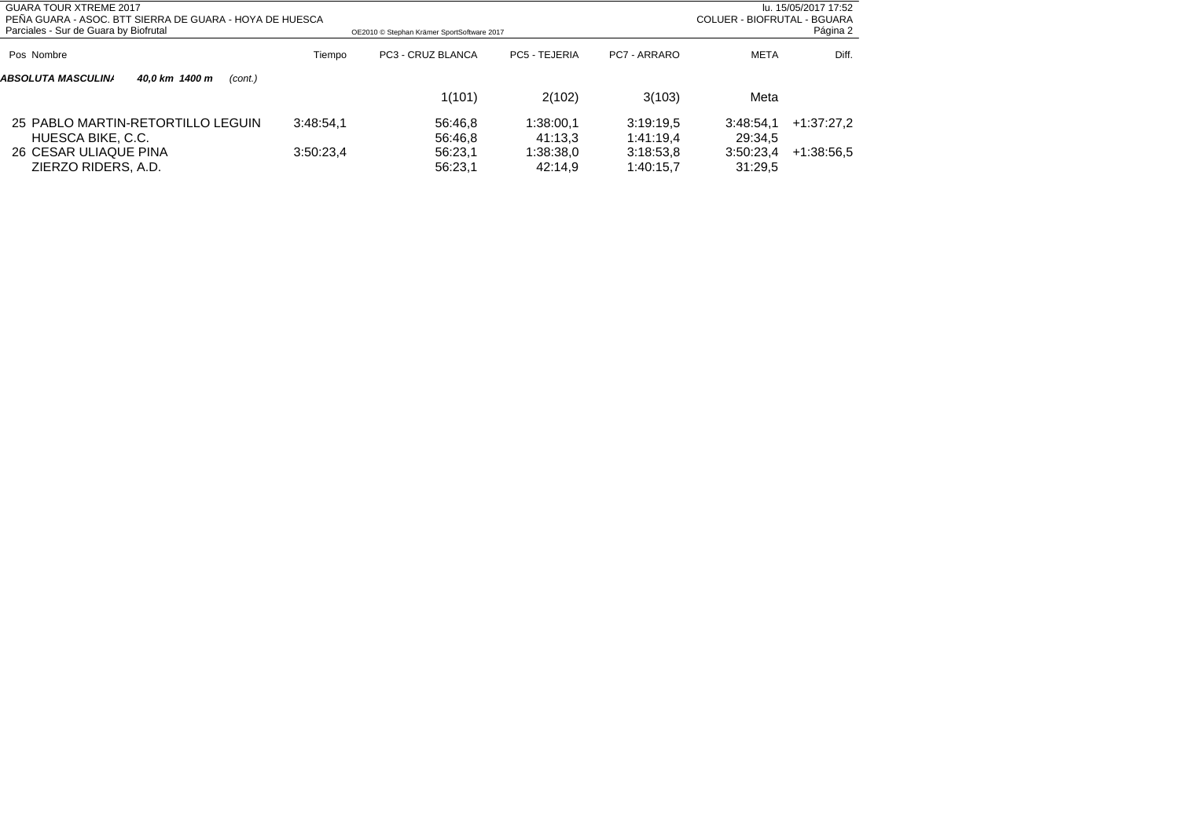**ABSOLUTA MASCULINA** *40,0 km 1400 m* *(cont.)*

| Pos | Nombre | Tiempo | PC3 - CRUZ BLANCA | PC5 - TEJERIA | PC7 - ARRARO | META | Diff. |
|---|---|---|---|---|---|---|---|
| | | | 1(101) | 2(102) | 3(103) | Meta | |
| 25 | PABLO MARTIN-RETORTILLO LEGUIN | 3:48:54,1 | 56:46,8 | 1:38:00,1 | 3:19:19,5 | 3:48:54,1 | +1:37:27,2 |
| | HUESCA BIKE, C.C. | | 56:46,8 | 41:13,3 | 1:41:19,4 | 29:34,5 | |
| 26 | CESAR ULIAQUE PINA | 3:50:23,4 | 56:23,1 | 1:38:38,0 | 3:18:53,8 | 3:50:23,4 | +1:38:56,5 |
| | ZIERZO RIDERS, A.D. | | 56:23,1 | 42:14,9 | 1:40:15,7 | 31:29,5 | |